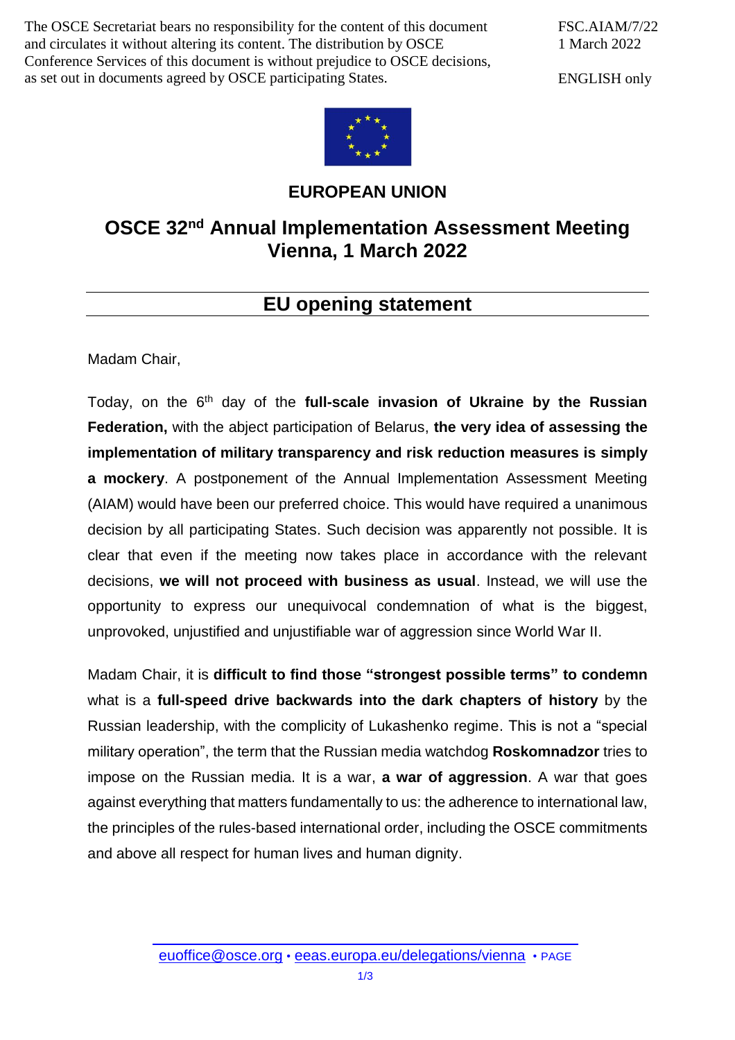The OSCE Secretariat bears no responsibility for the content of this document and circulates it without altering its content. The distribution by OSCE Conference Services of this document is without prejudice to OSCE decisions, as set out in documents agreed by OSCE participating States.

FSC.AIAM/7/22
1 March 2022

ENGLISH only

# EUROPEAN UNION

# OSCE 32nd Annual Implementation Assessment Meeting Vienna, 1 March 2022

## EU opening statement

Madam Chair,

Today, on the 6th day of the **full-scale invasion of Ukraine by the Russian Federation,** with the abject participation of Belarus, **the very idea of assessing the implementation of military transparency and risk reduction measures is simply a mockery**. A postponement of the Annual Implementation Assessment Meeting (AIAM) would have been our preferred choice. This would have required a unanimous decision by all participating States. Such decision was apparently not possible. It is clear that even if the meeting now takes place in accordance with the relevant decisions, **we will not proceed with business as usual**. Instead, we will use the opportunity to express our unequivocal condemnation of what is the biggest, unprovoked, unjustified and unjustifiable war of aggression since World War II.

Madam Chair, it is **difficult to find those "strongest possible terms" to condemn** what is a **full-speed drive backwards into the dark chapters of history** by the Russian leadership, with the complicity of Lukashenko regime. This is not a "special military operation", the term that the Russian media watchdog **Roskomnadzor** tries to impose on the Russian media. It is a war, **a war of aggression**. A war that goes against everything that matters fundamentally to us: the adherence to international law, the principles of the rules-based international order, including the OSCE commitments and above all respect for human lives and human dignity.

euoffice@osce.org • eeas.europa.eu/delegations/vienna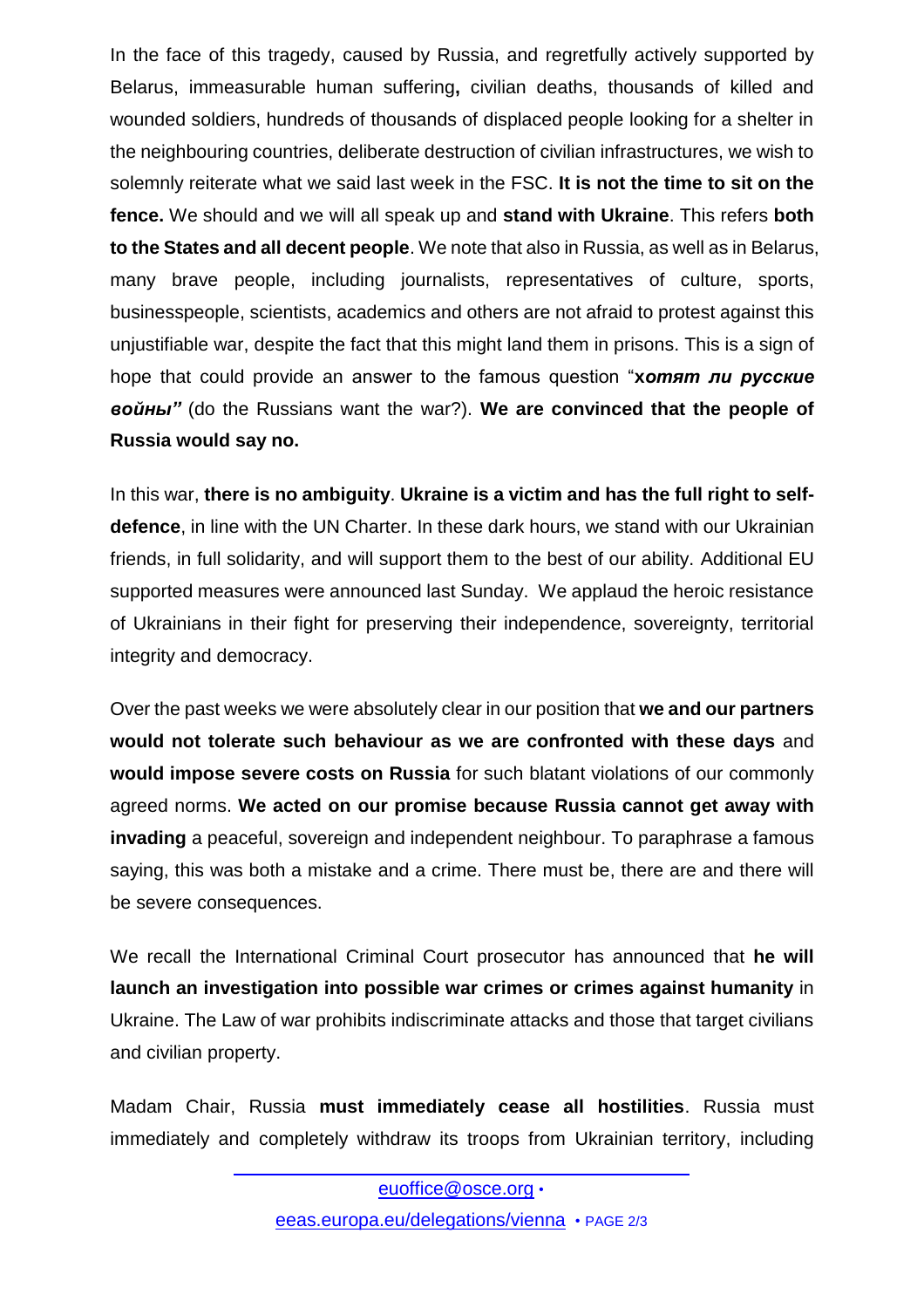In the face of this tragedy, caused by Russia, and regretfully actively supported by Belarus, immeasurable human suffering**,** civilian deaths, thousands of killed and wounded soldiers, hundreds of thousands of displaced people looking for a shelter in the neighbouring countries, deliberate destruction of civilian infrastructures, we wish to solemnly reiterate what we said last week in the FSC. **It is not the time to sit on the fence.** We should and we will all speak up and **stand with Ukraine**. This refers **both to the States and all decent people**. We note that also in Russia, as well as in Belarus, many brave people, including journalists, representatives of culture, sports, businesspeople, scientists, academics and others are not afraid to protest against this unjustifiable war, despite the fact that this might land them in prisons. This is a sign of hope that could provide an answer to the famous question "**х*отят ли русские войны*"** (do the Russians want the war?). **We are convinced that the people of Russia would say no.**

In this war, **there is no ambiguity**. **Ukraine is a victim and has the full right to self-defence**, in line with the UN Charter. In these dark hours, we stand with our Ukrainian friends, in full solidarity, and will support them to the best of our ability. Additional EU supported measures were announced last Sunday. We applaud the heroic resistance of Ukrainians in their fight for preserving their independence, sovereignty, territorial integrity and democracy.

Over the past weeks we were absolutely clear in our position that **we and our partners would not tolerate such behaviour as we are confronted with these days** and **would impose severe costs on Russia** for such blatant violations of our commonly agreed norms. **We acted on our promise because Russia cannot get away with invading** a peaceful, sovereign and independent neighbour. To paraphrase a famous saying, this was both a mistake and a crime. There must be, there are and there will be severe consequences.

We recall the International Criminal Court prosecutor has announced that **he will launch an investigation into possible war crimes or crimes against humanity** in Ukraine. The Law of war prohibits indiscriminate attacks and those that target civilians and civilian property.

Madam Chair, Russia **must immediately cease all hostilities**. Russia must immediately and completely withdraw its troops from Ukrainian territory, including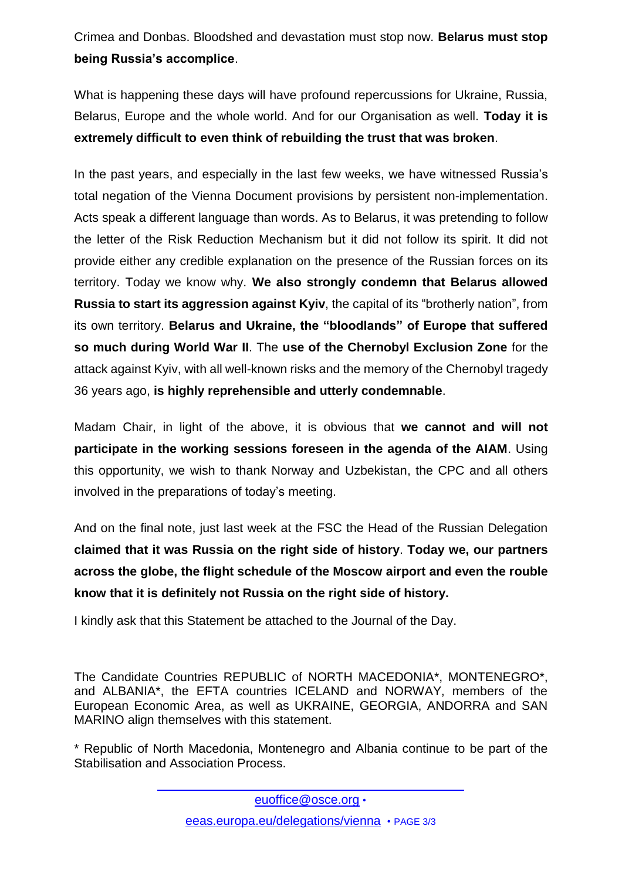Crimea and Donbas. Bloodshed and devastation must stop now. **Belarus must stop being Russia's accomplice**.

What is happening these days will have profound repercussions for Ukraine, Russia, Belarus, Europe and the whole world. And for our Organisation as well. **Today it is extremely difficult to even think of rebuilding the trust that was broken**.

In the past years, and especially in the last few weeks, we have witnessed Russia's total negation of the Vienna Document provisions by persistent non-implementation. Acts speak a different language than words. As to Belarus, it was pretending to follow the letter of the Risk Reduction Mechanism but it did not follow its spirit. It did not provide either any credible explanation on the presence of the Russian forces on its territory. Today we know why. **We also strongly condemn that Belarus allowed Russia to start its aggression against Kyiv**, the capital of its "brotherly nation", from its own territory. **Belarus and Ukraine, the "bloodlands" of Europe that suffered so much during World War II**. The **use of the Chernobyl Exclusion Zone** for the attack against Kyiv, with all well-known risks and the memory of the Chernobyl tragedy 36 years ago, **is highly reprehensible and utterly condemnable**.

Madam Chair, in light of the above, it is obvious that **we cannot and will not participate in the working sessions foreseen in the agenda of the AIAM**. Using this opportunity, we wish to thank Norway and Uzbekistan, the CPC and all others involved in the preparations of today's meeting.

And on the final note, just last week at the FSC the Head of the Russian Delegation **claimed that it was Russia on the right side of history**. **Today we, our partners across the globe, the flight schedule of the Moscow airport and even the rouble know that it is definitely not Russia on the right side of history.**

I kindly ask that this Statement be attached to the Journal of the Day.

The Candidate Countries REPUBLIC of NORTH MACEDONIA*, MONTENEGRO*, and ALBANIA*, the EFTA countries ICELAND and NORWAY, members of the European Economic Area, as well as UKRAINE, GEORGIA, ANDORRA and SAN MARINO align themselves with this statement.

* Republic of North Macedonia, Montenegro and Albania continue to be part of the Stabilisation and Association Process.